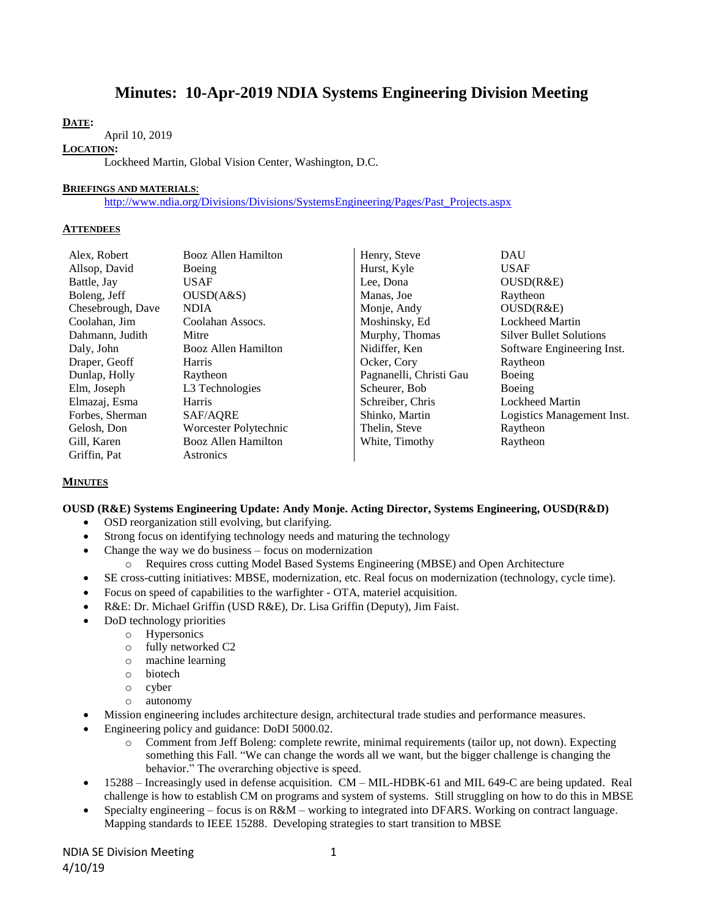# Minutes: 10-Apr-2019 NDIA Systems Engineering Division Meeting

**DATE:**

April 10, 2019

**LOCATION:**

Lockheed Martin, Global Vision Center, Washington, D.C.

**BRIEFINGS AND MATERIALS:**

http://www.ndia.org/Divisions/Divisions/SystemsEngineering/Pages/Past_Projects.aspx

**ATTENDEES**

| Name | Organization | Name | Organization |
|---|---|---|---|
| Alex, Robert | Booz Allen Hamilton | Henry, Steve | DAU |
| Allsop, David | Boeing | Hurst, Kyle | USAF |
| Battle, Jay | USAF | Lee, Dona | OUSD(R&E) |
| Boleng, Jeff | OUSD(A&S) | Manas, Joe | Raytheon |
| Chesebrough, Dave | NDIA | Monje, Andy | OUSD(R&E) |
| Coolahan, Jim | Coolahan Assocs. | Moshinsky, Ed | Lockheed Martin |
| Dahmann, Judith | Mitre | Murphy, Thomas | Silver Bullet Solutions |
| Daly, John | Booz Allen Hamilton | Nidiffer, Ken | Software Engineering Inst. |
| Draper, Geoff | Harris | Ocker, Cory | Raytheon |
| Dunlap, Holly | Raytheon | Pagnanelli, Christi Gau | Boeing |
| Elm, Joseph | L3 Technologies | Scheurer, Bob | Boeing |
| Elmazaj, Esma | Harris | Schreiber, Chris | Lockheed Martin |
| Forbes, Sherman | SAF/AQRE | Shinko, Martin | Logistics Management Inst. |
| Gelosh, Don | Worcester Polytechnic | Thelin, Steve | Raytheon |
| Gill, Karen | Booz Allen Hamilton | White, Timothy | Raytheon |
| Griffin, Pat | Astronics | | |

**MINUTES**

**OUSD (R&E) Systems Engineering Update: Andy Monje. Acting Director, Systems Engineering, OUSD(R&D)**

- OSD reorganization still evolving, but clarifying.
- Strong focus on identifying technology needs and maturing the technology
- Change the way we do business – focus on modernization
  - Requires cross cutting Model Based Systems Engineering (MBSE) and Open Architecture
- SE cross-cutting initiatives: MBSE, modernization, etc. Real focus on modernization (technology, cycle time).
- Focus on speed of capabilities to the warfighter - OTA, materiel acquisition.
- R&E: Dr. Michael Griffin (USD R&E), Dr. Lisa Griffin (Deputy), Jim Faist.
- DoD technology priorities
  - Hypersonics
  - fully networked C2
  - machine learning
  - biotech
  - cyber
  - autonomy
- Mission engineering includes architecture design, architectural trade studies and performance measures.
- Engineering policy and guidance: DoDI 5000.02.
  - Comment from Jeff Boleng: complete rewrite, minimal requirements (tailor up, not down). Expecting something this Fall. "We can change the words all we want, but the bigger challenge is changing the behavior." The overarching objective is speed.
- 15288 – Increasingly used in defense acquisition. CM – MIL-HDBK-61 and MIL 649-C are being updated. Real challenge is how to establish CM on programs and system of systems. Still struggling on how to do this in MBSE
- Specialty engineering – focus is on R&M – working to integrated into DFARS. Working on contract language. Mapping standards to IEEE 15288. Developing strategies to start transition to MBSE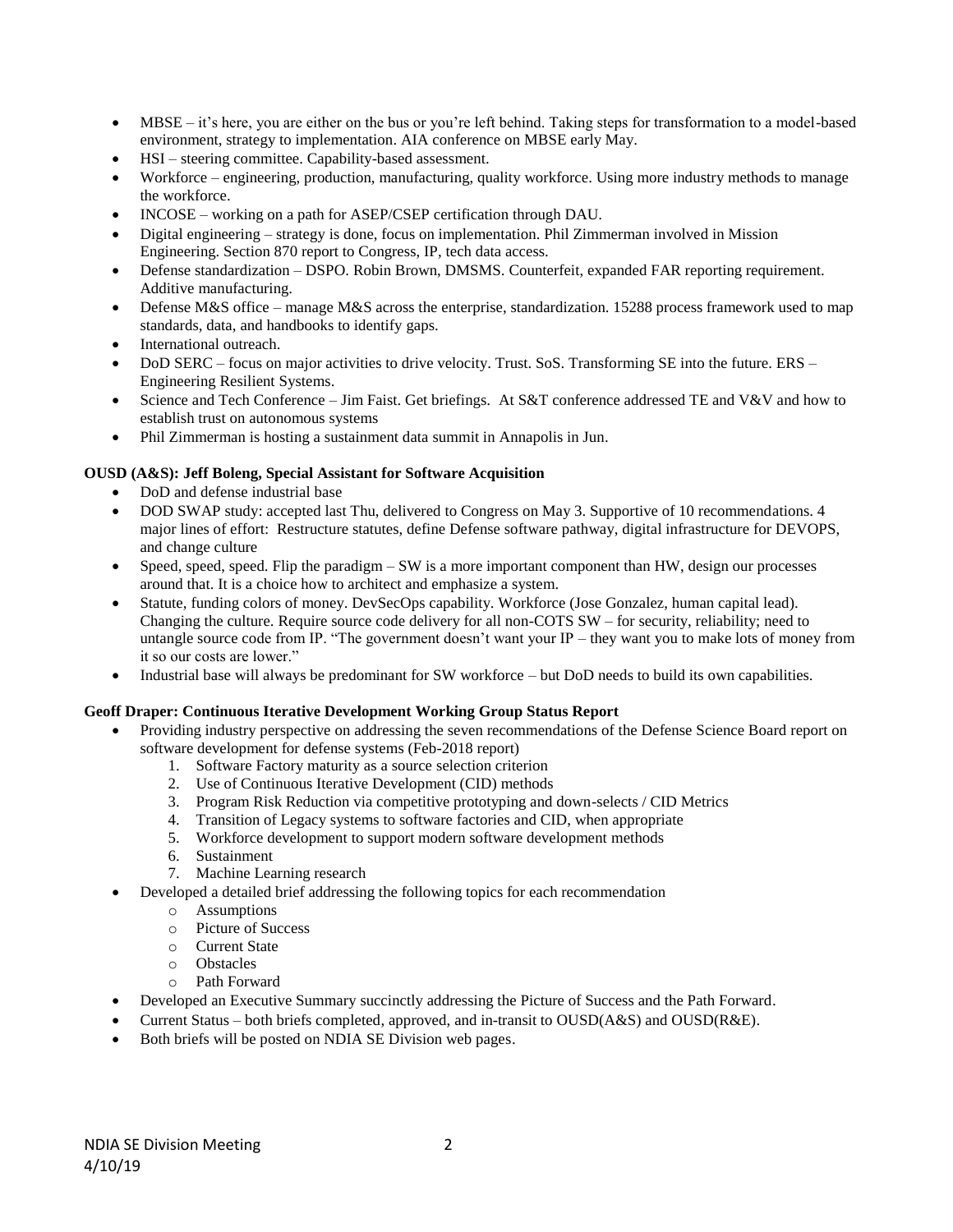- MBSE – it's here, you are either on the bus or you're left behind. Taking steps for transformation to a model-based environment, strategy to implementation. AIA conference on MBSE early May.
- HSI – steering committee. Capability-based assessment.
- Workforce – engineering, production, manufacturing, quality workforce. Using more industry methods to manage the workforce.
- INCOSE – working on a path for ASEP/CSEP certification through DAU.
- Digital engineering – strategy is done, focus on implementation. Phil Zimmerman involved in Mission Engineering. Section 870 report to Congress, IP, tech data access.
- Defense standardization – DSPO. Robin Brown, DMSMS. Counterfeit, expanded FAR reporting requirement. Additive manufacturing.
- Defense M&S office – manage M&S across the enterprise, standardization. 15288 process framework used to map standards, data, and handbooks to identify gaps.
- International outreach.
- DoD SERC – focus on major activities to drive velocity. Trust. SoS. Transforming SE into the future. ERS – Engineering Resilient Systems.
- Science and Tech Conference – Jim Faist. Get briefings. At S&T conference addressed TE and V&V and how to establish trust on autonomous systems
- Phil Zimmerman is hosting a sustainment data summit in Annapolis in Jun.

**OUSD (A&S): Jeff Boleng, Special Assistant for Software Acquisition**

- DoD and defense industrial base
- DOD SWAP study: accepted last Thu, delivered to Congress on May 3. Supportive of 10 recommendations. 4 major lines of effort: Restructure statutes, define Defense software pathway, digital infrastructure for DEVOPS, and change culture
- Speed, speed, speed. Flip the paradigm – SW is a more important component than HW, design our processes around that. It is a choice how to architect and emphasize a system.
- Statute, funding colors of money. DevSecOps capability. Workforce (Jose Gonzalez, human capital lead). Changing the culture. Require source code delivery for all non-COTS SW – for security, reliability; need to untangle source code from IP. "The government doesn't want your IP – they want you to make lots of money from it so our costs are lower."
- Industrial base will always be predominant for SW workforce – but DoD needs to build its own capabilities.

**Geoff Draper: Continuous Iterative Development Working Group Status Report**

- Providing industry perspective on addressing the seven recommendations of the Defense Science Board report on software development for defense systems (Feb-2018 report)
  1. Software Factory maturity as a source selection criterion
  2. Use of Continuous Iterative Development (CID) methods
  3. Program Risk Reduction via competitive prototyping and down-selects / CID Metrics
  4. Transition of Legacy systems to software factories and CID, when appropriate
  5. Workforce development to support modern software development methods
  6. Sustainment
  7. Machine Learning research
- Developed a detailed brief addressing the following topics for each recommendation
  - Assumptions
  - Picture of Success
  - Current State
  - Obstacles
  - Path Forward
- Developed an Executive Summary succinctly addressing the Picture of Success and the Path Forward.
- Current Status – both briefs completed, approved, and in-transit to OUSD(A&S) and OUSD(R&E).
- Both briefs will be posted on NDIA SE Division web pages.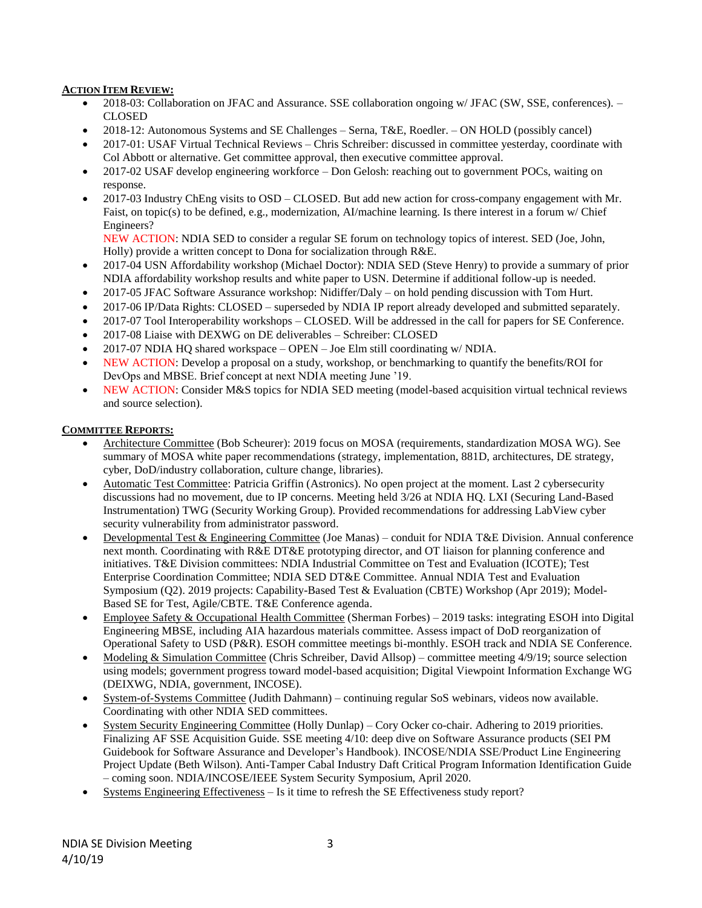**Action Item Review:**

- 2018-03: Collaboration on JFAC and Assurance. SSE collaboration ongoing w/ JFAC (SW, SSE, conferences). – CLOSED
- 2018-12: Autonomous Systems and SE Challenges – Serna, T&E, Roedler. – ON HOLD (possibly cancel)
- 2017-01: USAF Virtual Technical Reviews – Chris Schreiber: discussed in committee yesterday, coordinate with Col Abbott or alternative. Get committee approval, then executive committee approval.
- 2017-02 USAF develop engineering workforce – Don Gelosh: reaching out to government POCs, waiting on response.
- 2017-03 Industry ChEng visits to OSD – CLOSED. But add new action for cross-company engagement with Mr. Faist, on topic(s) to be defined, e.g., modernization, AI/machine learning. Is there interest in a forum w/ Chief Engineers?

  NEW ACTION: NDIA SED to consider a regular SE forum on technology topics of interest. SED (Joe, John, Holly) provide a written concept to Dona for socialization through R&E.
- 2017-04 USN Affordability workshop (Michael Doctor): NDIA SED (Steve Henry) to provide a summary of prior NDIA affordability workshop results and white paper to USN. Determine if additional follow-up is needed.
- 2017-05 JFAC Software Assurance workshop: Nidiffer/Daly – on hold pending discussion with Tom Hurt.
- 2017-06 IP/Data Rights: CLOSED – superseded by NDIA IP report already developed and submitted separately.
- 2017-07 Tool Interoperability workshops – CLOSED. Will be addressed in the call for papers for SE Conference.
- 2017-08 Liaise with DEXWG on DE deliverables – Schreiber: CLOSED
- 2017-07 NDIA HQ shared workspace – OPEN – Joe Elm still coordinating w/ NDIA.
- NEW ACTION: Develop a proposal on a study, workshop, or benchmarking to quantify the benefits/ROI for DevOps and MBSE. Brief concept at next NDIA meeting June '19.
- NEW ACTION: Consider M&S topics for NDIA SED meeting (model-based acquisition virtual technical reviews and source selection).

**Committee Reports:**

- Architecture Committee (Bob Scheurer): 2019 focus on MOSA (requirements, standardization MOSA WG). See summary of MOSA white paper recommendations (strategy, implementation, 881D, architectures, DE strategy, cyber, DoD/industry collaboration, culture change, libraries).
- Automatic Test Committee: Patricia Griffin (Astronics). No open project at the moment. Last 2 cybersecurity discussions had no movement, due to IP concerns. Meeting held 3/26 at NDIA HQ. LXI (Securing Land-Based Instrumentation) TWG (Security Working Group). Provided recommendations for addressing LabView cyber security vulnerability from administrator password.
- Developmental Test & Engineering Committee (Joe Manas) – conduit for NDIA T&E Division. Annual conference next month. Coordinating with R&E DT&E prototyping director, and OT liaison for planning conference and initiatives. T&E Division committees: NDIA Industrial Committee on Test and Evaluation (ICOTE); Test Enterprise Coordination Committee; NDIA SED DT&E Committee. Annual NDIA Test and Evaluation Symposium (Q2). 2019 projects: Capability-Based Test & Evaluation (CBTE) Workshop (Apr 2019); Model-Based SE for Test, Agile/CBTE. T&E Conference agenda.
- Employee Safety & Occupational Health Committee (Sherman Forbes) – 2019 tasks: integrating ESOH into Digital Engineering MBSE, including AIA hazardous materials committee. Assess impact of DoD reorganization of Operational Safety to USD (P&R). ESOH committee meetings bi-monthly. ESOH track and NDIA SE Conference.
- Modeling & Simulation Committee (Chris Schreiber, David Allsop) – committee meeting 4/9/19; source selection using models; government progress toward model-based acquisition; Digital Viewpoint Information Exchange WG (DEIXWG, NDIA, government, INCOSE).
- System-of-Systems Committee (Judith Dahmann) – continuing regular SoS webinars, videos now available. Coordinating with other NDIA SED committees.
- System Security Engineering Committee (Holly Dunlap) – Cory Ocker co-chair. Adhering to 2019 priorities. Finalizing AF SSE Acquisition Guide. SSE meeting 4/10: deep dive on Software Assurance products (SEI PM Guidebook for Software Assurance and Developer's Handbook). INCOSE/NDIA SSE/Product Line Engineering Project Update (Beth Wilson). Anti-Tamper Cabal Industry Daft Critical Program Information Identification Guide – coming soon. NDIA/INCOSE/IEEE System Security Symposium, April 2020.
- Systems Engineering Effectiveness – Is it time to refresh the SE Effectiveness study report?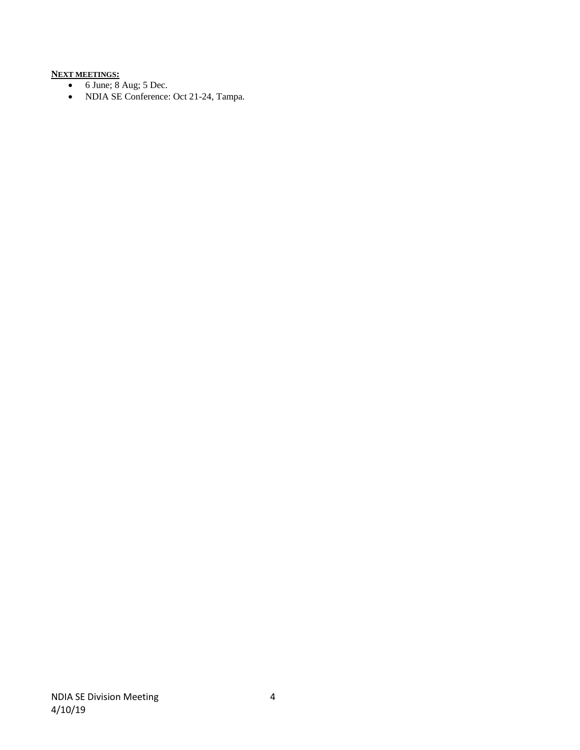**NEXT MEETINGS:**

- 6 June; 8 Aug; 5 Dec.
- NDIA SE Conference: Oct 21-24, Tampa.